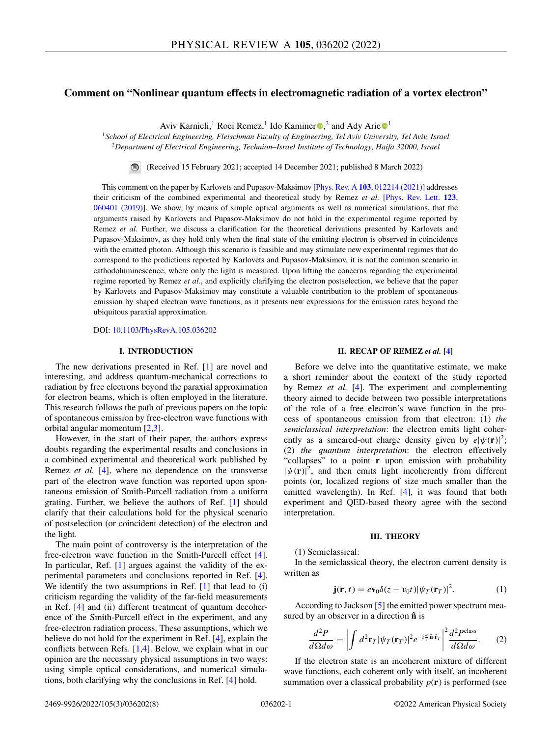# Comment on "Nonlinear quantum effects in electromagnetic radiation of a vortex electron"

Aviv Karnieli,[1] Roei Remez,[1] Ido Kaminer,[2] and Ady Arie[1]

[1]*School of Electrical Engineering, Fleischman Faculty of Engineering, Tel Aviv University, Tel Aviv, Israel*
[2]*Department of Electrical Engineering, Technion–Israel Institute of Technology, Haifa 32000, Israel*

(Received 15 February 2021; accepted 14 December 2021; published 8 March 2022)

This comment on the paper by Karlovets and Pupasov-Maksimov [Phys. Rev. A **103**, 012214 (2021)] addresses their criticism of the combined experimental and theoretical study by Remez *et al.* [Phys. Rev. Lett. **123**, 060401 (2019)]. We show, by means of simple optical arguments as well as numerical simulations, that the arguments raised by Karlovets and Pupasov-Maksimov do not hold in the experimental regime reported by Remez *et al.* Further, we discuss a clarification for the theoretical derivations presented by Karlovets and Pupasov-Maksimov, as they hold only when the final state of the emitting electron is observed in coincidence with the emitted photon. Although this scenario is feasible and may stimulate new experimental regimes that do correspond to the predictions reported by Karlovets and Pupasov-Maksimov, it is not the common scenario in cathodoluminescence, where only the light is measured. Upon lifting the concerns regarding the experimental regime reported by Remez *et al.*, and explicitly clarifying the electron postselection, we believe that the paper by Karlovets and Pupasov-Maksimov may constitute a valuable contribution to the problem of spontaneous emission by shaped electron wave functions, as it presents new expressions for the emission rates beyond the ubiquitous paraxial approximation.

DOI: 10.1103/PhysRevA.105.036202

## I. INTRODUCTION

The new derivations presented in Ref. [1] are novel and interesting, and address quantum-mechanical corrections to radiation by free electrons beyond the paraxial approximation for electron beams, which is often employed in the literature. This research follows the path of previous papers on the topic of spontaneous emission by free-electron wave functions with orbital angular momentum [2,3].

However, in the start of their paper, the authors express doubts regarding the experimental results and conclusions in a combined experimental and theoretical work published by Remez *et al.* [4], where no dependence on the transverse part of the electron wave function was reported upon spontaneous emission of Smith-Purcell radiation from a uniform grating. Further, we believe the authors of Ref. [1] should clarify that their calculations hold for the physical scenario of postselection (or coincident detection) of the electron and the light.

The main point of controversy is the interpretation of the free-electron wave function in the Smith-Purcell effect [4]. In particular, Ref. [1] argues against the validity of the experimental parameters and conclusions reported in Ref. [4]. We identify the two assumptions in Ref. [1] that lead to (i) criticism regarding the validity of the far-field measurements in Ref. [4] and (ii) different treatment of quantum decoherence of the Smith-Purcell effect in the experiment, and any free-electron radiation process. These assumptions, which we believe do not hold for the experiment in Ref. [4], explain the conflicts between Refs. [1,4]. Below, we explain what in our opinion are the necessary physical assumptions in two ways: using simple optical considerations, and numerical simulations, both clarifying why the conclusions in Ref. [4] hold.

## II. RECAP OF REMEZ *et al.* [4]

Before we delve into the quantitative estimate, we make a short reminder about the context of the study reported by Remez *et al.* [4]. The experiment and complementing theory aimed to decide between two possible interpretations of the role of a free electron's wave function in the process of spontaneous emission from that electron: (1) *the semiclassical interpretation*: the electron emits light coherently as a smeared-out charge density given by $e|\psi(\mathbf{r})|^2$; (2) *the quantum interpretation*: the electron effectively "collapses" to a point $\mathbf{r}$ upon emission with probability $|\psi(\mathbf{r})|^2$, and then emits light incoherently from different points (or, localized regions of size much smaller than the emitted wavelength). In Ref. [4], it was found that both experiment and QED-based theory agree with the second interpretation.

## III. THEORY

(1) Semiclassical:

In the semiclassical theory, the electron current density is written as

$$\mathbf{j}(\mathbf{r},t) = e\mathbf{v}_0\delta(z - v_0t)|\psi_T(\mathbf{r}_T)|^2. \tag{1}$$

According to Jackson [5] the emitted power spectrum measured by an observer in a direction $\hat{\mathbf{n}}$ is

$$\frac{d^2P}{d\Omega d\omega} = \left|\int d^2\mathbf{r}_T|\psi_T(\mathbf{r}_T)|^2 e^{-i\frac{\omega}{c}\hat{\mathbf{n}}\cdot\hat{\mathbf{r}}_T}\right|^2 \frac{d^2P^{\text{class}}}{d\Omega d\omega}. \tag{2}$$

If the electron state is an incoherent mixture of different wave functions, each coherent only with itself, an incoherent summation over a classical probability $p(\mathbf{r})$ is performed (see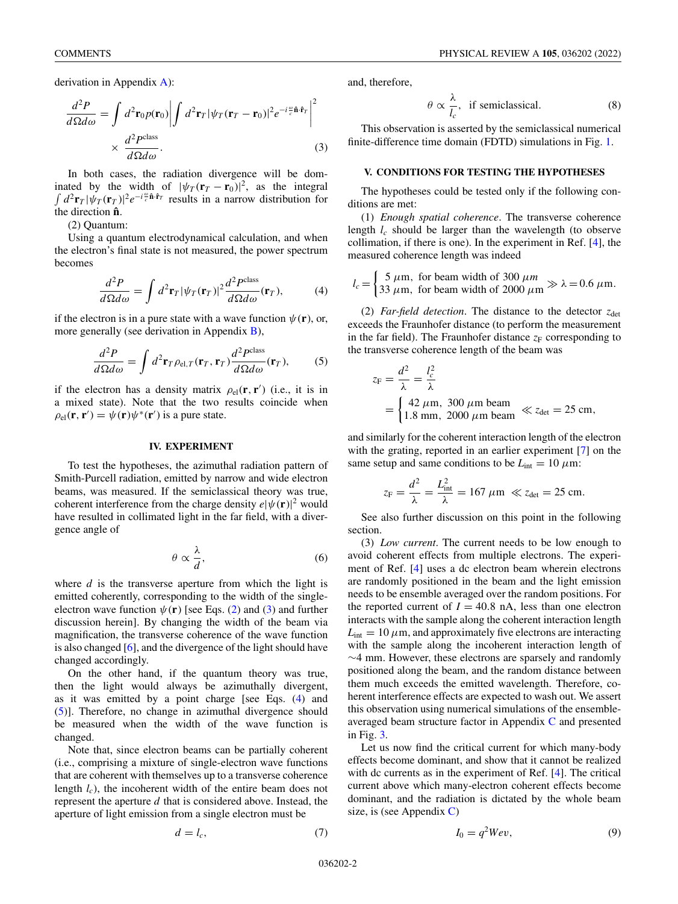derivation in Appendix A):

$$\frac{d^2P}{d\Omega d\omega} = \int d^2\mathbf{r}_0 p(\mathbf{r}_0)\left|\int d^2\mathbf{r}_T |\psi_T(\mathbf{r}_T - \mathbf{r}_0)|^2 e^{-i\frac{\omega}{c}\hat{\mathbf{n}}\cdot\hat{\mathbf{r}}_T}\right|^2 \times \frac{d^2P^{\text{class}}}{d\Omega d\omega}. \tag{3}$$

In both cases, the radiation divergence will be dominated by the width of $|\psi_T(\mathbf{r}_T - \mathbf{r}_0)|^2$, as the integral $\int d^2\mathbf{r}_T|\psi_T(\mathbf{r}_T)|^2 e^{-i\frac{\omega}{c}\hat{\mathbf{n}}\cdot\hat{\mathbf{r}}_T}$ results in a narrow distribution for the direction $\hat{\mathbf{n}}$.

(2) Quantum:

Using a quantum electrodynamical calculation, and when the electron's final state is not measured, the power spectrum becomes

$$\frac{d^2P}{d\Omega d\omega} = \int d^2\mathbf{r}_T|\psi_T(\mathbf{r}_T)|^2 \frac{d^2P^{\text{class}}}{d\Omega d\omega}(\mathbf{r}_T), \tag{4}$$

if the electron is in a pure state with a wave function $\psi(\mathbf{r})$, or, more generally (see derivation in Appendix B),

$$\frac{d^2P}{d\Omega d\omega} = \int d^2\mathbf{r}_T \rho_{\text{el},T}(\mathbf{r}_T,\mathbf{r}_T)\frac{d^2P^{\text{class}}}{d\Omega d\omega}(\mathbf{r}_T), \tag{5}$$

if the electron has a density matrix $\rho_{\text{el}}(\mathbf{r},\mathbf{r}')$ (i.e., it is in a mixed state). Note that the two results coincide when $\rho_{\text{el}}(\mathbf{r},\mathbf{r}') = \psi(\mathbf{r})\psi^*(\mathbf{r}')$ is a pure state.

## IV. EXPERIMENT

To test the hypotheses, the azimuthal radiation pattern of Smith-Purcell radiation, emitted by narrow and wide electron beams, was measured. If the semiclassical theory was true, coherent interference from the charge density $e|\psi(\mathbf{r})|^2$ would have resulted in collimated light in the far field, with a divergence angle of

$$\theta \propto \frac{\lambda}{d}, \tag{6}$$

where $d$ is the transverse aperture from which the light is emitted coherently, corresponding to the width of the single-electron wave function $\psi(\mathbf{r})$ [see Eqs. (2) and (3) and further discussion herein]. By changing the width of the beam via magnification, the transverse coherence of the wave function is also changed [6], and the divergence of the light should have changed accordingly.

On the other hand, if the quantum theory was true, then the light would always be azimuthally divergent, as it was emitted by a point charge [see Eqs. (4) and (5)]. Therefore, no change in azimuthal divergence should be measured when the width of the wave function is changed.

Note that, since electron beams can be partially coherent (i.e., comprising a mixture of single-electron wave functions that are coherent with themselves up to a transverse coherence length $l_c$), the incoherent width of the entire beam does not represent the aperture $d$ that is considered above. Instead, the aperture of light emission from a single electron must be

$$d = l_c, \tag{7}$$

and, therefore,

$$\theta \propto \frac{\lambda}{l_c}, \quad \text{if semiclassical.} \tag{8}$$

This observation is asserted by the semiclassical numerical finite-difference time domain (FDTD) simulations in Fig. 1.

## V. CONDITIONS FOR TESTING THE HYPOTHESES

The hypotheses could be tested only if the following conditions are met:

(1) *Enough spatial coherence*. The transverse coherence length $l_c$ should be larger than the wavelength (to observe collimation, if there is one). In the experiment in Ref. [4], the measured coherence length was indeed

$$l_c = \begin{cases} 5\ \mu\text{m}, & \text{for beam width of } 300\ \mu m \\ 33\ \mu\text{m}, & \text{for beam width of } 2000\ \mu\text{m} \end{cases} \gg \lambda = 0.6\ \mu\text{m}.$$

(2) *Far-field detection*. The distance to the detector $z_{\text{det}}$ exceeds the Fraunhofer distance (to perform the measurement in the far field). The Fraunhofer distance $z_{\text{F}}$ corresponding to the transverse coherence length of the beam was

$$z_{\text{F}} = \frac{d^2}{\lambda} = \frac{l_c^2}{\lambda} = \begin{cases} 42\ \mu\text{m}, & 300\ \mu\text{m beam} \\ 1.8\ \text{mm}, & 2000\ \mu\text{m beam} \end{cases} \ll z_{\text{det}} = 25\ \text{cm},$$

and similarly for the coherent interaction length of the electron with the grating, reported in an earlier experiment [7] on the same setup and same conditions to be $L_{\text{int}} = 10\ \mu\text{m}$:

$$z_{\text{F}} = \frac{d^2}{\lambda} = \frac{L_{\text{int}}^2}{\lambda} = 167\ \mu\text{m} \ \ll z_{\text{det}} = 25\ \text{cm}.$$

See also further discussion on this point in the following section.

(3) *Low current*. The current needs to be low enough to avoid coherent effects from multiple electrons. The experiment of Ref. [4] uses a dc electron beam wherein electrons are randomly positioned in the beam and the light emission needs to be ensemble averaged over the random positions. For the reported current of $I = 40.8$ nA, less than one electron interacts with the sample along the coherent interaction length $L_{\text{int}} = 10\ \mu$m, and approximately five electrons are interacting with the sample along the incoherent interaction length of ~4 mm. However, these electrons are sparsely and randomly positioned along the beam, and the random distance between them much exceeds the emitted wavelength. Therefore, coherent interference effects are expected to wash out. We assert this observation using numerical simulations of the ensemble-averaged beam structure factor in Appendix C and presented in Fig. 3.

Let us now find the critical current for which many-body effects become dominant, and show that it cannot be realized with dc currents as in the experiment of Ref. [4]. The critical current above which many-electron coherent effects become dominant, and the radiation is dictated by the whole beam size, is (see Appendix C)

$$I_0 = q^2Wev, \tag{9}$$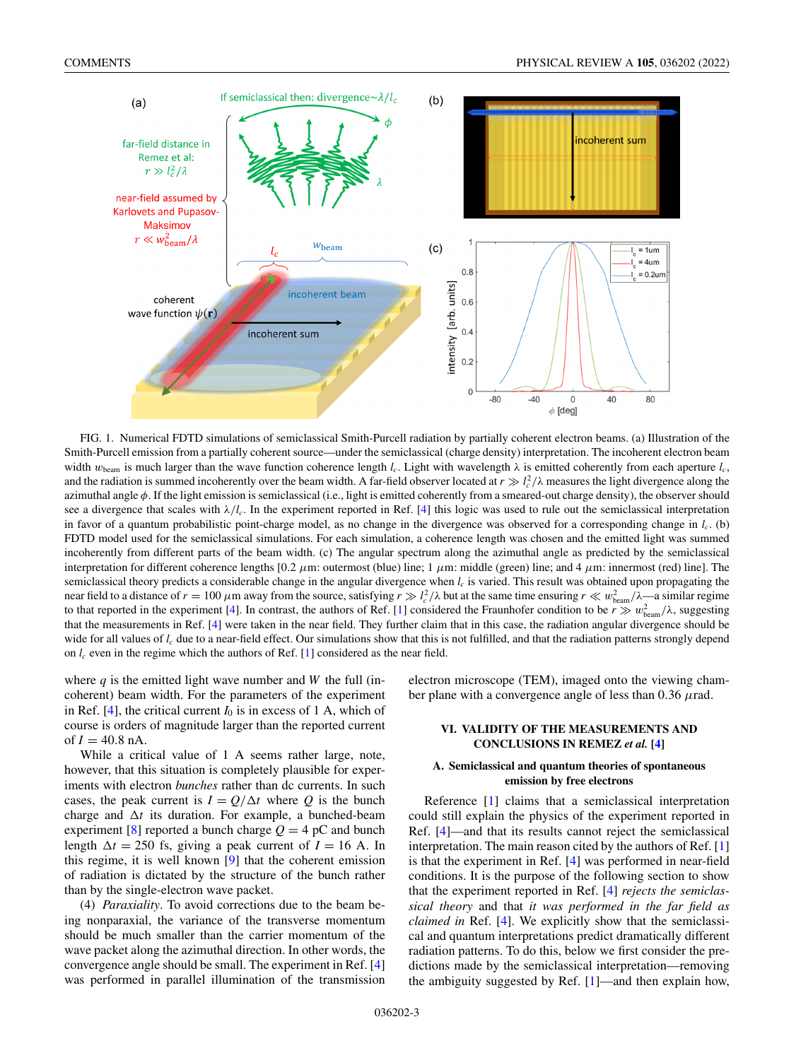FIG. 1. Numerical FDTD simulations of semiclassical Smith-Purcell radiation by partially coherent electron beams. (a) Illustration of the Smith-Purcell emission from a partially coherent source—under the semiclassical (charge density) interpretation. The incoherent electron beam width $w_{\text{beam}}$ is much larger than the wave function coherence length $l_c$. Light with wavelength $\lambda$ is emitted coherently from each aperture $l_c$, and the radiation is summed incoherently over the beam width. A far-field observer located at $r \gg l_c^2/\lambda$ measures the light divergence along the azimuthal angle $\phi$. If the light emission is semiclassical (i.e., light is emitted coherently from a smeared-out charge density), the observer should see a divergence that scales with $\lambda/l_c$. In the experiment reported in Ref. [4] this logic was used to rule out the semiclassical interpretation in favor of a quantum probabilistic point-charge model, as no change in the divergence was observed for a corresponding change in $l_c$. (b) FDTD model used for the semiclassical simulations. For each simulation, a coherence length was chosen and the emitted light was summed incoherently from different parts of the beam width. (c) The angular spectrum along the azimuthal angle as predicted by the semiclassical interpretation for different coherence lengths [0.2 $\mu$m: outermost (blue) line; 1 $\mu$m: middle (green) line; and 4 $\mu$m: innermost (red) line]. The semiclassical theory predicts a considerable change in the angular divergence when $l_c$ is varied. This result was obtained upon propagating the near field to a distance of $r = 100$ $\mu$m away from the source, satisfying $r \gg l_c^2/\lambda$ but at the same time ensuring $r \ll w_{\text{beam}}^2/\lambda$—a similar regime to that reported in the experiment [4]. In contrast, the authors of Ref. [1] considered the Fraunhofer condition to be $r \gg w_{\text{beam}}^2/\lambda$, suggesting that the measurements in Ref. [4] were taken in the near field. They further claim that in this case, the radiation angular divergence should be wide for all values of $l_c$ due to a near-field effect. Our simulations show that this is not fulfilled, and that the radiation patterns strongly depend on $l_c$ even in the regime which the authors of Ref. [1] considered as the near field.

where $q$ is the emitted light wave number and $W$ the full (incoherent) beam width. For the parameters of the experiment in Ref. [4], the critical current $I_0$ is in excess of 1 A, which of course is orders of magnitude larger than the reported current of $I = 40.8$ nA.

While a critical value of 1 A seems rather large, note, however, that this situation is completely plausible for experiments with electron *bunches* rather than dc currents. In such cases, the peak current is $I = Q/\Delta t$ where $Q$ is the bunch charge and $\Delta t$ its duration. For example, a bunched-beam experiment [8] reported a bunch charge $Q = 4$ pC and bunch length $\Delta t = 250$ fs, giving a peak current of $I = 16$ A. In this regime, it is well known [9] that the coherent emission of radiation is dictated by the structure of the bunch rather than by the single-electron wave packet.

(4) *Paraxiality*. To avoid corrections due to the beam being nonparaxial, the variance of the transverse momentum should be much smaller than the carrier momentum of the wave packet along the azimuthal direction. In other words, the convergence angle should be small. The experiment in Ref. [4] was performed in parallel illumination of the transmission electron microscope (TEM), imaged onto the viewing chamber plane with a convergence angle of less than 0.36 $\mu$rad.

## VI. VALIDITY OF THE MEASUREMENTS AND CONCLUSIONS IN REMEZ *et al.* [4]

### A. Semiclassical and quantum theories of spontaneous emission by free electrons

Reference [1] claims that a semiclassical interpretation could still explain the physics of the experiment reported in Ref. [4]—and that its results cannot reject the semiclassical interpretation. The main reason cited by the authors of Ref. [1] is that the experiment in Ref. [4] was performed in near-field conditions. It is the purpose of the following section to show that the experiment reported in Ref. [4] *rejects the semiclassical theory* and that *it was performed in the far field as claimed in* Ref. [4]. We explicitly show that the semiclassical and quantum interpretations predict dramatically different radiation patterns. To do this, below we first consider the predictions made by the semiclassical interpretation—removing the ambiguity suggested by Ref. [1]—and then explain how,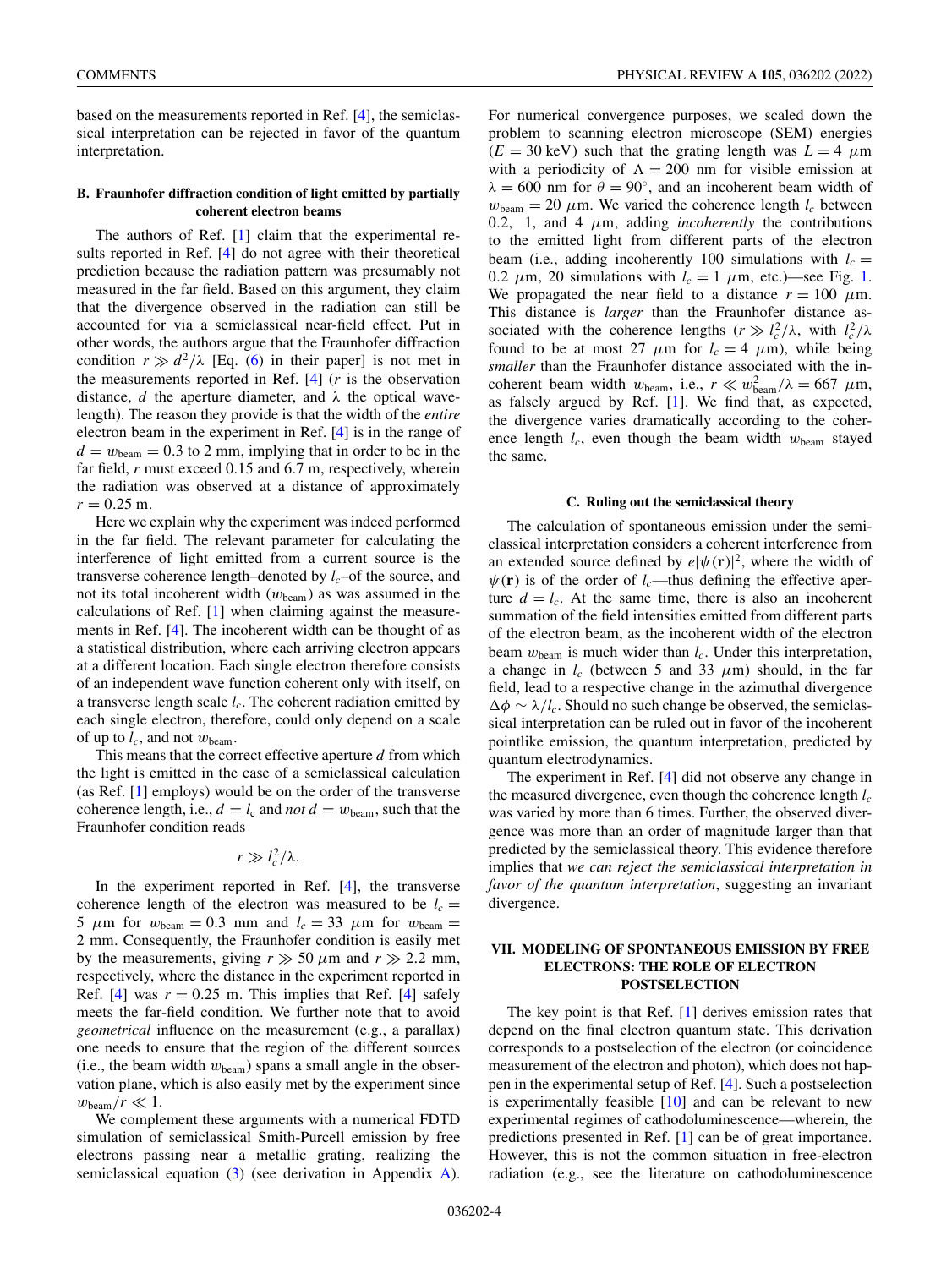based on the measurements reported in Ref. [4], the semiclassical interpretation can be rejected in favor of the quantum interpretation.

### B. Fraunhofer diffraction condition of light emitted by partially coherent electron beams

The authors of Ref. [1] claim that the experimental results reported in Ref. [4] do not agree with their theoretical prediction because the radiation pattern was presumably not measured in the far field. Based on this argument, they claim that the divergence observed in the radiation can still be accounted for via a semiclassical near-field effect. Put in other words, the authors argue that the Fraunhofer diffraction condition $r \gg d^2/\lambda$ [Eq. (6) in their paper] is not met in the measurements reported in Ref. [4] ($r$ is the observation distance, $d$ the aperture diameter, and $\lambda$ the optical wavelength). The reason they provide is that the width of the *entire* electron beam in the experiment in Ref. [4] is in the range of $d = w_{\text{beam}} = 0.3$ to 2 mm, implying that in order to be in the far field, $r$ must exceed 0.15 and 6.7 m, respectively, wherein the radiation was observed at a distance of approximately $r = 0.25$ m.

Here we explain why the experiment was indeed performed in the far field. The relevant parameter for calculating the interference of light emitted from a current source is the transverse coherence length–denoted by $l_c$–of the source, and not its total incoherent width ($w_{\text{beam}}$) as was assumed in the calculations of Ref. [1] when claiming against the measurements in Ref. [4]. The incoherent width can be thought of as a statistical distribution, where each arriving electron appears at a different location. Each single electron therefore consists of an independent wave function coherent only with itself, on a transverse length scale $l_c$. The coherent radiation emitted by each single electron, therefore, could only depend on a scale of up to $l_c$, and not $w_{\text{beam}}$.

This means that the correct effective aperture $d$ from which the light is emitted in the case of a semiclassical calculation (as Ref. [1] employs) would be on the order of the transverse coherence length, i.e., $d = l_c$ and *not* $d = w_{\text{beam}}$, such that the Fraunhofer condition reads

$$r \gg l_c^2/\lambda.$$

In the experiment reported in Ref. [4], the transverse coherence length of the electron was measured to be $l_c = 5\ \mu\text{m}$ for $w_{\text{beam}} = 0.3$ mm and $l_c = 33\ \mu\text{m}$ for $w_{\text{beam}} = 2$ mm. Consequently, the Fraunhofer condition is easily met by the measurements, giving $r \gg 50\ \mu\text{m}$ and $r \gg 2.2$ mm, respectively, where the distance in the experiment reported in Ref. [4] was $r = 0.25$ m. This implies that Ref. [4] safely meets the far-field condition. We further note that to avoid *geometrical* influence on the measurement (e.g., a parallax) one needs to ensure that the region of the different sources (i.e., the beam width $w_{\text{beam}}$) spans a small angle in the observation plane, which is also easily met by the experiment since $w_{\text{beam}}/r \ll 1$.

We complement these arguments with a numerical FDTD simulation of semiclassical Smith-Purcell emission by free electrons passing near a metallic grating, realizing the semiclassical equation (3) (see derivation in Appendix A). For numerical convergence purposes, we scaled down the problem to scanning electron microscope (SEM) energies ($E = 30$ keV) such that the grating length was $L = 4\ \mu\text{m}$ with a periodicity of $\Lambda = 200$ nm for visible emission at $\lambda = 600$ nm for $\theta = 90^\circ$, and an incoherent beam width of $w_{\text{beam}} = 20\ \mu\text{m}$. We varied the coherence length $l_c$ between 0.2, 1, and 4 $\mu$m, adding *incoherently* the contributions to the emitted light from different parts of the electron beam (i.e., adding incoherently 100 simulations with $l_c = 0.2\ \mu\text{m}$, 20 simulations with $l_c = 1\ \mu\text{m}$, etc.)—see Fig. 1. We propagated the near field to a distance $r = 100\ \mu\text{m}$. This distance is *larger* than the Fraunhofer distance associated with the coherence lengths ($r \gg l_c^2/\lambda$, with $l_c^2/\lambda$ found to be at most 27 $\mu$m for $l_c = 4\ \mu\text{m}$), while being *smaller* than the Fraunhofer distance associated with the incoherent beam width $w_{\text{beam}}$, i.e., $r \ll w_{\text{beam}}^2/\lambda = 667\ \mu\text{m}$, as falsely argued by Ref. [1]. We find that, as expected, the divergence varies dramatically according to the coherence length $l_c$, even though the beam width $w_{\text{beam}}$ stayed the same.

### C. Ruling out the semiclassical theory

The calculation of spontaneous emission under the semiclassical interpretation considers a coherent interference from an extended source defined by $e|\psi(\mathbf{r})|^2$, where the width of $\psi(\mathbf{r})$ is of the order of $l_c$—thus defining the effective aperture $d = l_c$. At the same time, there is also an incoherent summation of the field intensities emitted from different parts of the electron beam, as the incoherent width of the electron beam $w_{\text{beam}}$ is much wider than $l_c$. Under this interpretation, a change in $l_c$ (between 5 and 33 $\mu$m) should, in the far field, lead to a respective change in the azimuthal divergence $\Delta\phi \sim \lambda/l_c$. Should no such change be observed, the semiclassical interpretation can be ruled out in favor of the incoherent pointlike emission, the quantum interpretation, predicted by quantum electrodynamics.

The experiment in Ref. [4] did not observe any change in the measured divergence, even though the coherence length $l_c$ was varied by more than 6 times. Further, the observed divergence was more than an order of magnitude larger than that predicted by the semiclassical theory. This evidence therefore implies that *we can reject the semiclassical interpretation in favor of the quantum interpretation*, suggesting an invariant divergence.

## VII. MODELING OF SPONTANEOUS EMISSION BY FREE ELECTRONS: THE ROLE OF ELECTRON POSTSELECTION

The key point is that Ref. [1] derives emission rates that depend on the final electron quantum state. This derivation corresponds to a postselection of the electron (or coincidence measurement of the electron and photon), which does not happen in the experimental setup of Ref. [4]. Such a postselection is experimentally feasible [10] and can be relevant to new experimental regimes of cathodoluminescence—wherein, the predictions presented in Ref. [1] can be of great importance. However, this is not the common situation in free-electron radiation (e.g., see the literature on cathodoluminescence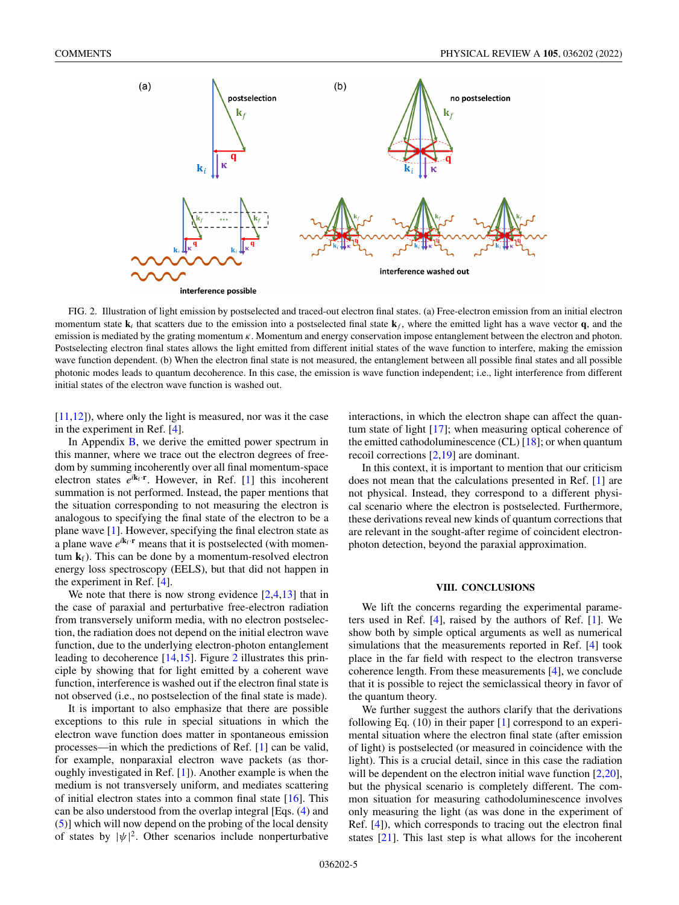FIG. 2. Illustration of light emission by postselected and traced-out electron final states. (a) Free-electron emission from an initial electron momentum state $\mathbf{k}_i$ that scatters due to the emission into a postselected final state $\mathbf{k}_f$, where the emitted light has a wave vector $\mathbf{q}$, and the emission is mediated by the grating momentum $\kappa$. Momentum and energy conservation impose entanglement between the electron and photon. Postselecting electron final states allows the light emitted from different initial states of the wave function to interfere, making the emission wave function dependent. (b) When the electron final state is not measured, the entanglement between all possible final states and all possible photonic modes leads to quantum decoherence. In this case, the emission is wave function independent; i.e., light interference from different initial states of the electron wave function is washed out.

[11,12]), where only the light is measured, nor was it the case in the experiment in Ref. [4].

In Appendix B, we derive the emitted power spectrum in this manner, where we trace out the electron degrees of freedom by summing incoherently over all final momentum-space electron states $e^{i\mathbf{k}_f\cdot\mathbf{r}}$. However, in Ref. [1] this incoherent summation is not performed. Instead, the paper mentions that the situation corresponding to not measuring the electron is analogous to specifying the final state of the electron to be a plane wave [1]. However, specifying the final electron state as a plane wave $e^{i\mathbf{k}_f\cdot\mathbf{r}}$ means that it is postselected (with momentum $\mathbf{k}_f$). This can be done by a momentum-resolved electron energy loss spectroscopy (EELS), but that did not happen in the experiment in Ref. [4].

We note that there is now strong evidence [2,4,13] that in the case of paraxial and perturbative free-electron radiation from transversely uniform media, with no electron postselection, the radiation does not depend on the initial electron wave function, due to the underlying electron-photon entanglement leading to decoherence [14,15]. Figure 2 illustrates this principle by showing that for light emitted by a coherent wave function, interference is washed out if the electron final state is not observed (i.e., no postselection of the final state is made).

It is important to also emphasize that there are possible exceptions to this rule in special situations in which the electron wave function does matter in spontaneous emission processes—in which the predictions of Ref. [1] can be valid, for example, nonparaxial electron wave packets (as thoroughly investigated in Ref. [1]). Another example is when the medium is not transversely uniform, and mediates scattering of initial electron states into a common final state [16]. This can be also understood from the overlap integral [Eqs. (4) and (5)] which will now depend on the probing of the local density of states by $|\psi|^2$. Other scenarios include nonperturbative interactions, in which the electron shape can affect the quantum state of light [17]; when measuring optical coherence of the emitted cathodoluminescence (CL) [18]; or when quantum recoil corrections [2,19] are dominant.

In this context, it is important to mention that our criticism does not mean that the calculations presented in Ref. [1] are not physical. Instead, they correspond to a different physical scenario where the electron is postselected. Furthermore, these derivations reveal new kinds of quantum corrections that are relevant in the sought-after regime of coincident electron-photon detection, beyond the paraxial approximation.

## VIII. CONCLUSIONS

We lift the concerns regarding the experimental parameters used in Ref. [4], raised by the authors of Ref. [1]. We show both by simple optical arguments as well as numerical simulations that the measurements reported in Ref. [4] took place in the far field with respect to the electron transverse coherence length. From these measurements [4], we conclude that it is possible to reject the semiclassical theory in favor of the quantum theory.

We further suggest the authors clarify that the derivations following Eq. (10) in their paper [1] correspond to an experimental situation where the electron final state (after emission of light) is postselected (or measured in coincidence with the light). This is a crucial detail, since in this case the radiation will be dependent on the electron initial wave function [2,20], but the physical scenario is completely different. The common situation for measuring cathodoluminescence involves only measuring the light (as was done in the experiment of Ref. [4]), which corresponds to tracing out the electron final states [21]. This last step is what allows for the incoherent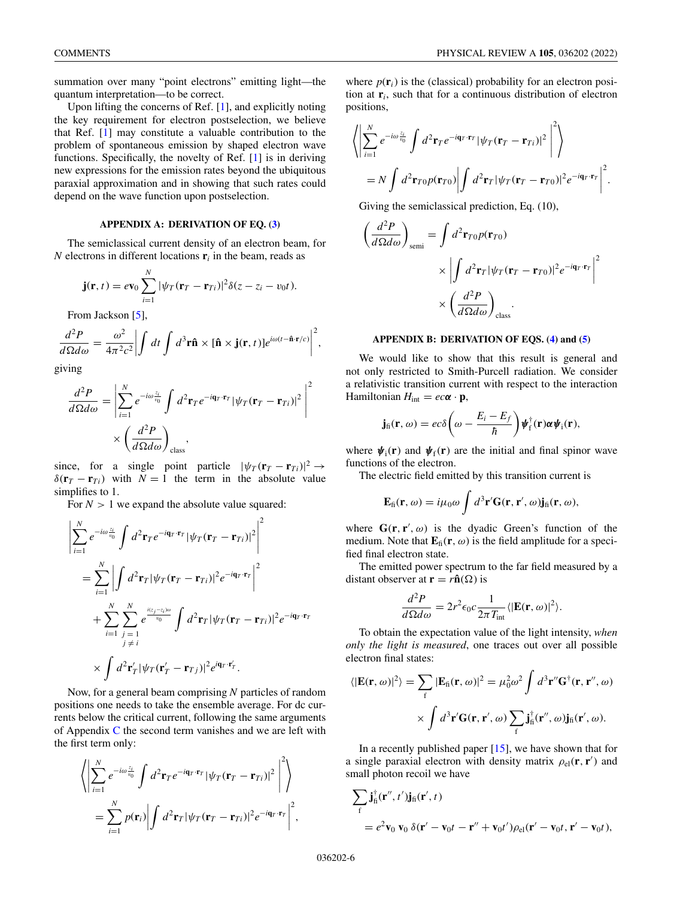summation over many "point electrons" emitting light—the quantum interpretation—to be correct.

Upon lifting the concerns of Ref. [1], and explicitly noting the key requirement for electron postselection, we believe that Ref. [1] may constitute a valuable contribution to the problem of spontaneous emission by shaped electron wave functions. Specifically, the novelty of Ref. [1] is in deriving new expressions for the emission rates beyond the ubiquitous paraxial approximation and in showing that such rates could depend on the wave function upon postselection.

### APPENDIX A: DERIVATION OF EQ. (3)

The semiclassical current density of an electron beam, for $N$ electrons in different locations $\mathbf{r}_i$ in the beam, reads as

$$\mathbf{j}(\mathbf{r},t) = e\mathbf{v}_0 \sum_{i=1}^{N} |\psi_T(\mathbf{r}_T - \mathbf{r}_{Ti})|^2 \delta(z - z_i - v_0 t).$$

From Jackson [5],

$$\frac{d^2P}{d\Omega d\omega} = \frac{\omega^2}{4\pi^2 c^2}\left|\int dt \int d^3\mathbf{r}\hat{\mathbf{n}} \times [\hat{\mathbf{n}} \times \mathbf{j}(\mathbf{r},t)] e^{i\omega(t-\hat{\mathbf{n}}\cdot\mathbf{r}/c)}\right|^2,$$

giving

$$\frac{d^2P}{d\Omega d\omega} = \left|\sum_{i=1}^{N} e^{-i\omega\frac{z_i}{v_0}} \int d^2\mathbf{r}_T e^{-i\mathbf{q}_T\cdot\mathbf{r}_T} |\psi_T(\mathbf{r}_T - \mathbf{r}_{Ti})|^2\right|^2 \times \left(\frac{d^2P}{d\Omega d\omega}\right)_{\text{class}},$$

since, for a single point particle $|\psi_T(\mathbf{r}_T - \mathbf{r}_{Ti})|^2 \to \delta(\mathbf{r}_T - \mathbf{r}_{Ti})$ with $N = 1$ the term in the absolute value simplifies to 1.

For $N > 1$ we expand the absolute value squared:

$$\begin{aligned}
&\left|\sum_{i=1}^{N} e^{-i\omega\frac{z_i}{v_0}} \int d^2\mathbf{r}_T e^{-i\mathbf{q}_T\cdot\mathbf{r}_T} |\psi_T(\mathbf{r}_T - \mathbf{r}_{Ti})|^2\right|^2 \\
&= \sum_{i=1}^{N} \left|\int d^2\mathbf{r}_T |\psi_T(\mathbf{r}_T - \mathbf{r}_{Ti})|^2 e^{-i\mathbf{q}_T\cdot\mathbf{r}_T}\right|^2 \\
&\quad + \sum_{i=1}^{N}\sum_{\substack{j=1\\ j\neq i}}^{N} e^{\frac{i(z_j - z_i)\omega}{v_0}} \int d^2\mathbf{r}_T |\psi_T(\mathbf{r}_T - \mathbf{r}_{Ti})|^2 e^{-i\mathbf{q}_T\cdot\mathbf{r}_T} \\
&\quad \times \int d^2\mathbf{r}'_T |\psi_T(\mathbf{r}'_T - \mathbf{r}_{Tj})|^2 e^{i\mathbf{q}_T\cdot\mathbf{r}'_T}.
\end{aligned}$$

Now, for a general beam comprising $N$ particles of random positions one needs to take the ensemble average. For dc currents below the critical current, following the same arguments of Appendix C the second term vanishes and we are left with the first term only:

$$\begin{aligned}
&\left\langle\left|\sum_{i=1}^{N} e^{-i\omega\frac{z_i}{v_0}} \int d^2\mathbf{r}_T e^{-i\mathbf{q}_T\cdot\mathbf{r}_T} |\psi_T(\mathbf{r}_T - \mathbf{r}_{Ti})|^2\right|^2\right\rangle \\
&= \sum_{i=1}^{N} p(\mathbf{r}_i)\left|\int d^2\mathbf{r}_T |\psi_T(\mathbf{r}_T - \mathbf{r}_{Ti})|^2 e^{-i\mathbf{q}_T\cdot\mathbf{r}_T}\right|^2,
\end{aligned}$$

where $p(\mathbf{r}_i)$ is the (classical) probability for an electron position at $\mathbf{r}_i$, such that for a continuous distribution of electron positions,

$$\begin{aligned}
&\left\langle\left|\sum_{i=1}^{N} e^{-i\omega\frac{z_i}{v_0}} \int d^2\mathbf{r}_T e^{-i\mathbf{q}_T\cdot\mathbf{r}_T} |\psi_T(\mathbf{r}_T - \mathbf{r}_{Ti})|^2\right|^2\right\rangle \\
&= N\int d^2\mathbf{r}_{T0} p(\mathbf{r}_{T0})\left|\int d^2\mathbf{r}_T |\psi_T(\mathbf{r}_T - \mathbf{r}_{T0})|^2 e^{-i\mathbf{q}_T\cdot\mathbf{r}_T}\right|^2.
\end{aligned}$$

Giving the semiclassical prediction, Eq. (10),

$$\begin{aligned}
\left(\frac{d^2P}{d\Omega d\omega}\right)_{\text{semi}} &= \int d^2\mathbf{r}_{T0} p(\mathbf{r}_{T0}) \\
&\quad \times \left|\int d^2\mathbf{r}_T |\psi_T(\mathbf{r}_T - \mathbf{r}_{T0})|^2 e^{-i\mathbf{q}_T\cdot\mathbf{r}_T}\right|^2 \\
&\quad \times \left(\frac{d^2P}{d\Omega d\omega}\right)_{\text{class}}.
\end{aligned}$$

### APPENDIX B: DERIVATION OF EQS. (4) and (5)

We would like to show that this result is general and not only restricted to Smith-Purcell radiation. We consider a relativistic transition current with respect to the interaction Hamiltonian $H_{\text{int}} = ec\boldsymbol{\alpha}\cdot\mathbf{p}$,

$$\mathbf{j}_{\text{fi}}(\mathbf{r},\omega) = ec\delta\left(\omega - \frac{E_i - E_f}{\hbar}\right)\boldsymbol{\psi}_{\text{f}}^{\dagger}(\mathbf{r})\boldsymbol{\alpha}\boldsymbol{\psi}_{\text{i}}(\mathbf{r}),$$

where $\boldsymbol{\psi}_{\text{i}}(\mathbf{r})$ and $\boldsymbol{\psi}_{\text{f}}(\mathbf{r})$ are the initial and final spinor wave functions of the electron.

The electric field emitted by this transition current is

$$\mathbf{E}_{\text{fi}}(\mathbf{r},\omega) = i\mu_0\omega\int d^3\mathbf{r}'\mathbf{G}(\mathbf{r},\mathbf{r}',\omega)\mathbf{j}_{\text{fi}}(\mathbf{r}',\omega),$$

where $\mathbf{G}(\mathbf{r},\mathbf{r}',\omega)$ is the dyadic Green's function of the medium. Note that $\mathbf{E}_{\text{fi}}(\mathbf{r},\omega)$ is the field amplitude for a specified final electron state.

The emitted power spectrum to the far field measured by a distant observer at $\mathbf{r} = r\hat{\mathbf{n}}(\Omega)$ is

$$\frac{d^2P}{d\Omega d\omega} = 2r^2\epsilon_0 c\frac{1}{2\pi T_{\text{int}}}\langle|\mathbf{E}(\mathbf{r},\omega)|^2\rangle.$$

To obtain the expectation value of the light intensity, *when only the light is measured*, one traces out over all possible electron final states:

$$\begin{aligned}
\langle|\mathbf{E}(\mathbf{r},\omega)|^2\rangle &= \sum_{\text{f}} |\mathbf{E}_{\text{fi}}(\mathbf{r},\omega)|^2 = \mu_0^2\omega^2\int d^3\mathbf{r}''\mathbf{G}^{\dagger}(\mathbf{r},\mathbf{r}'',\omega) \\
&\quad \times \int d^3\mathbf{r}'\mathbf{G}(\mathbf{r},\mathbf{r}',\omega)\sum_{\text{f}}\mathbf{j}_{\text{fi}}^{\dagger}(\mathbf{r}'',\omega)\mathbf{j}_{\text{fi}}(\mathbf{r}',\omega).
\end{aligned}$$

In a recently published paper [15], we have shown that for a single paraxial electron with density matrix $\rho_{\text{el}}(\mathbf{r},\mathbf{r}')$ and small photon recoil we have

$$\begin{aligned}
&\sum_{\text{f}}\mathbf{j}_{\text{fi}}^{\dagger}(\mathbf{r}'',t')\mathbf{j}_{\text{fi}}(\mathbf{r}',t) \\
&= e^2\mathbf{v}_0\,\mathbf{v}_0\,\delta(\mathbf{r}' - \mathbf{v}_0 t - \mathbf{r}'' + \mathbf{v}_0 t')\rho_{\text{el}}(\mathbf{r}' - \mathbf{v}_0 t, \mathbf{r}' - \mathbf{v}_0 t),
\end{aligned}$$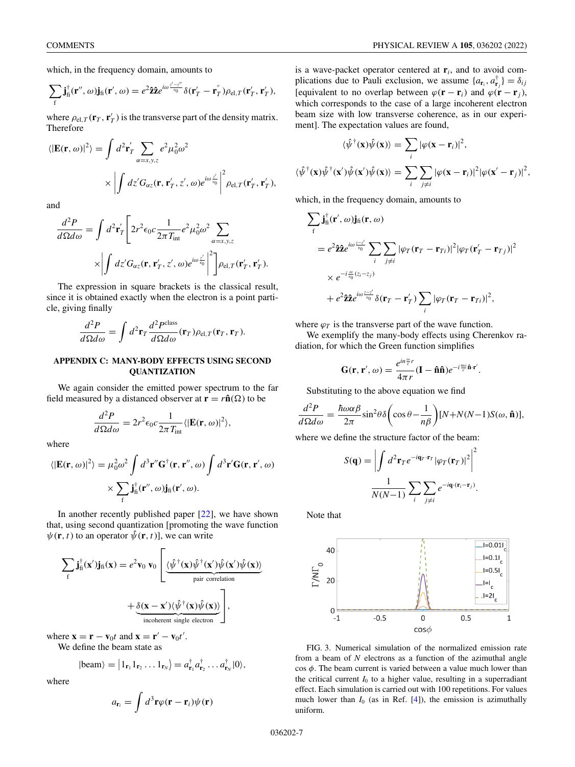which, in the frequency domain, amounts to

$$\sum_{\mathrm{f}} \mathbf{j}_{\mathrm{fi}}^{\dagger}(\mathbf{r}'', \omega)\mathbf{j}_{\mathrm{fi}}(\mathbf{r}', \omega) = e^2 \hat{\mathbf{z}}\hat{\mathbf{z}} e^{i\omega \frac{z'-z''}{v_0}} \delta(\mathbf{r}_T' - \mathbf{r}_T'')\rho_{\mathrm{el},T}(\mathbf{r}_T', \mathbf{r}_T'),$$

where $\rho_{\mathrm{el},T}(\mathbf{r}_T, \mathbf{r}_T')$ is the transverse part of the density matrix. Therefore

$$\langle|\mathbf{E}(\mathbf{r},\omega)|^2\rangle = \int d^2\mathbf{r}_T' \sum_{\alpha=x,y,z} e^2\mu_0^2\omega^2 \times \left| \int dz' G_{\alpha z}(\mathbf{r}, \mathbf{r}_T', z', \omega) e^{i\omega\frac{z'}{v_0}} \right|^2 \rho_{\mathrm{el},T}(\mathbf{r}_T', \mathbf{r}_T'),$$

and

$$\frac{d^2P}{d\Omega d\omega} = \int d^2\mathbf{r}_T' \Bigg[ 2r^2\epsilon_0 c \frac{1}{2\pi T_{\mathrm{int}}} e^2\mu_0^2\omega^2 \sum_{\alpha=x,y,z} \times \left| \int dz' G_{\alpha z}(\mathbf{r}, \mathbf{r}_T', z', \omega) e^{i\omega\frac{z'}{v_0}} \right|^2 \Bigg] \rho_{\mathrm{el},T}(\mathbf{r}_T', \mathbf{r}_T').$$

The expression in square brackets is the classical result, since it is obtained exactly when the electron is a point particle, giving finally

$$\frac{d^2P}{d\Omega d\omega} = \int d^2\mathbf{r}_T \frac{d^2P^{\mathrm{class}}}{d\Omega d\omega}(\mathbf{r}_T)\rho_{\mathrm{el},T}(\mathbf{r}_T, \mathbf{r}_T).$$

## APPENDIX C: MANY-BODY EFFECTS USING SECOND QUANTIZATION

We again consider the emitted power spectrum to the far field measured by a distanced observer at $\mathbf{r} = r\hat{\mathbf{n}}(\Omega)$ to be

$$\frac{d^2P}{d\Omega d\omega} = 2r^2\epsilon_0 c\frac{1}{2\pi T_{\mathrm{int}}}\langle|\mathbf{E}(\mathbf{r},\omega)|^2\rangle,$$

where

$$\langle|\mathbf{E}(\mathbf{r},\omega)|^2\rangle = \mu_0^2\omega^2 \int d^3\mathbf{r}''\mathbf{G}^{\dagger}(\mathbf{r},\mathbf{r}'',\omega)\int d^3\mathbf{r}'\mathbf{G}(\mathbf{r},\mathbf{r}',\omega) \times \sum_{\mathrm{f}} \mathbf{j}_{\mathrm{fi}}^{\dagger}(\mathbf{r}'',\omega)\mathbf{j}_{\mathrm{fi}}(\mathbf{r}',\omega).$$

In another recently published paper [22], we have shown that, using second quantization [promoting the wave function $\psi(\mathbf{r},t)$ to an operator $\hat{\psi}(\mathbf{r},t)$], we can write

$$\sum_{\mathrm{f}} \mathbf{j}_{\mathrm{fi}}^{\dagger}(\mathbf{x}')\mathbf{j}_{\mathrm{fi}}(\mathbf{x}) = e^2\mathbf{v}_0\,\mathbf{v}_0 \Bigg[ \underbrace{\langle\hat{\psi}^{\dagger}(\mathbf{x})\hat{\psi}^{\dagger}(\mathbf{x}')\hat{\psi}(\mathbf{x}')\hat{\psi}(\mathbf{x})\rangle}_{\text{pair correlation}} + \underbrace{\delta(\mathbf{x}-\mathbf{x}')\langle\hat{\psi}^{\dagger}(\mathbf{x})\hat{\psi}(\mathbf{x})\rangle}_{\text{incoherent single electron}} \Bigg],$$

where $\mathbf{x} = \mathbf{r} - \mathbf{v}_0 t$ and $\mathbf{x} = \mathbf{r}' - \mathbf{v}_0 t'$.

We define the beam state as

$$|\mathrm{beam}\rangle = |1_{\mathbf{r}_1}1_{\mathbf{r}_2}\ldots 1_{\mathbf{r}_N}\rangle = a_{\mathbf{r}_1}^{\dagger}a_{\mathbf{r}_2}^{\dagger}\ldots a_{\mathbf{r}_N}^{\dagger}|0\rangle,$$

where

$$a_{\mathbf{r}_i} = \int d^3\mathbf{r}\varphi(\mathbf{r}-\mathbf{r}_i)\psi(\mathbf{r})$$

is a wave-packet operator centered at $\mathbf{r}_i$, and to avoid complications due to Pauli exclusion, we assume $\{a_{\mathbf{r}_i}, a_{\mathbf{r}_j}^{\dagger}\} = \delta_{ij}$ [equivalent to no overlap between $\varphi(\mathbf{r}-\mathbf{r}_i)$ and $\varphi(\mathbf{r}-\mathbf{r}_j)$, which corresponds to the case of a large incoherent electron beam size with low transverse coherence, as in our experiment]. The expectation values are found,

$$\langle\hat{\psi}^{\dagger}(\mathbf{x})\hat{\psi}(\mathbf{x})\rangle = \sum_i |\varphi(\mathbf{x}-\mathbf{r}_i)|^2,$$

$$\langle\hat{\psi}^{\dagger}(\mathbf{x})\hat{\psi}^{\dagger}(\mathbf{x}')\hat{\psi}(\mathbf{x}')\hat{\psi}(\mathbf{x})\rangle = \sum_i\sum_{j\neq i}|\varphi(\mathbf{x}-\mathbf{r}_i)|^2|\varphi(\mathbf{x}'-\mathbf{r}_j)|^2,$$

which, in the frequency domain, amounts to

$$\sum_{\mathrm{f}} \mathbf{j}_{\mathrm{fi}}^{\dagger}(\mathbf{r}',\omega)\mathbf{j}_{\mathrm{fi}}(\mathbf{r},\omega) = e^2\hat{\mathbf{z}}\hat{\mathbf{z}}e^{i\omega\frac{z-z'}{v_0}}\sum_i\sum_{j\neq i}|\varphi_T(\mathbf{r}_T-\mathbf{r}_{Ti})|^2|\varphi_T(\mathbf{r}_T'-\mathbf{r}_{Tj})|^2 \times e^{-i\frac{\omega}{v_0}(z_i-z_j)} + e^2\hat{\mathbf{z}}\hat{\mathbf{z}}e^{i\omega\frac{z-z'}{v_0}}\delta(\mathbf{r}_T-\mathbf{r}_T')\sum_i|\varphi_T(\mathbf{r}_T-\mathbf{r}_{Ti})|^2,$$

where $\varphi_T$ is the transverse part of the wave function.

We exemplify the many-body effects using Cherenkov radiation, for which the Green function simplifies

$$\mathbf{G}(\mathbf{r},\mathbf{r}',\omega) = \frac{e^{in\frac{\omega}{c}r}}{4\pi r}(\mathbf{I}-\hat{\mathbf{n}}\hat{\mathbf{n}})e^{-i\frac{n\omega}{c}\hat{\mathbf{n}}\cdot\mathbf{r}'}.$$

Substituting to the above equation we find

$$\frac{d^2P}{d\Omega d\omega} = \frac{\hbar\omega\alpha\beta}{2\pi}\sin^2\theta\,\delta\left(\cos\theta - \frac{1}{n\beta}\right)[N + N(N-1)S(\omega,\hat{\mathbf{n}})],$$

where we define the structure factor of the beam:

$$S(\mathbf{q}) = \left|\int d^2\mathbf{r}_T e^{-i\mathbf{q}_T\cdot\mathbf{r}_T}|\varphi_T(\mathbf{r}_T)|^2\right|^2 \frac{1}{N(N-1)}\sum_i\sum_{j\neq i}e^{-i\mathbf{q}\cdot(\mathbf{r}_i-\mathbf{r}_j)}.$$

Note that

FIG. 3. Numerical simulation of the normalized emission rate from a beam of $N$ electrons as a function of the azimuthal angle $\cos\phi$. The beam current is varied between a value much lower than the critical current $I_0$ to a higher value, resulting in a superradiant effect. Each simulation is carried out with 100 repetitions. For values much lower than $I_0$ (as in Ref. [4]), the emission is azimuthally uniform.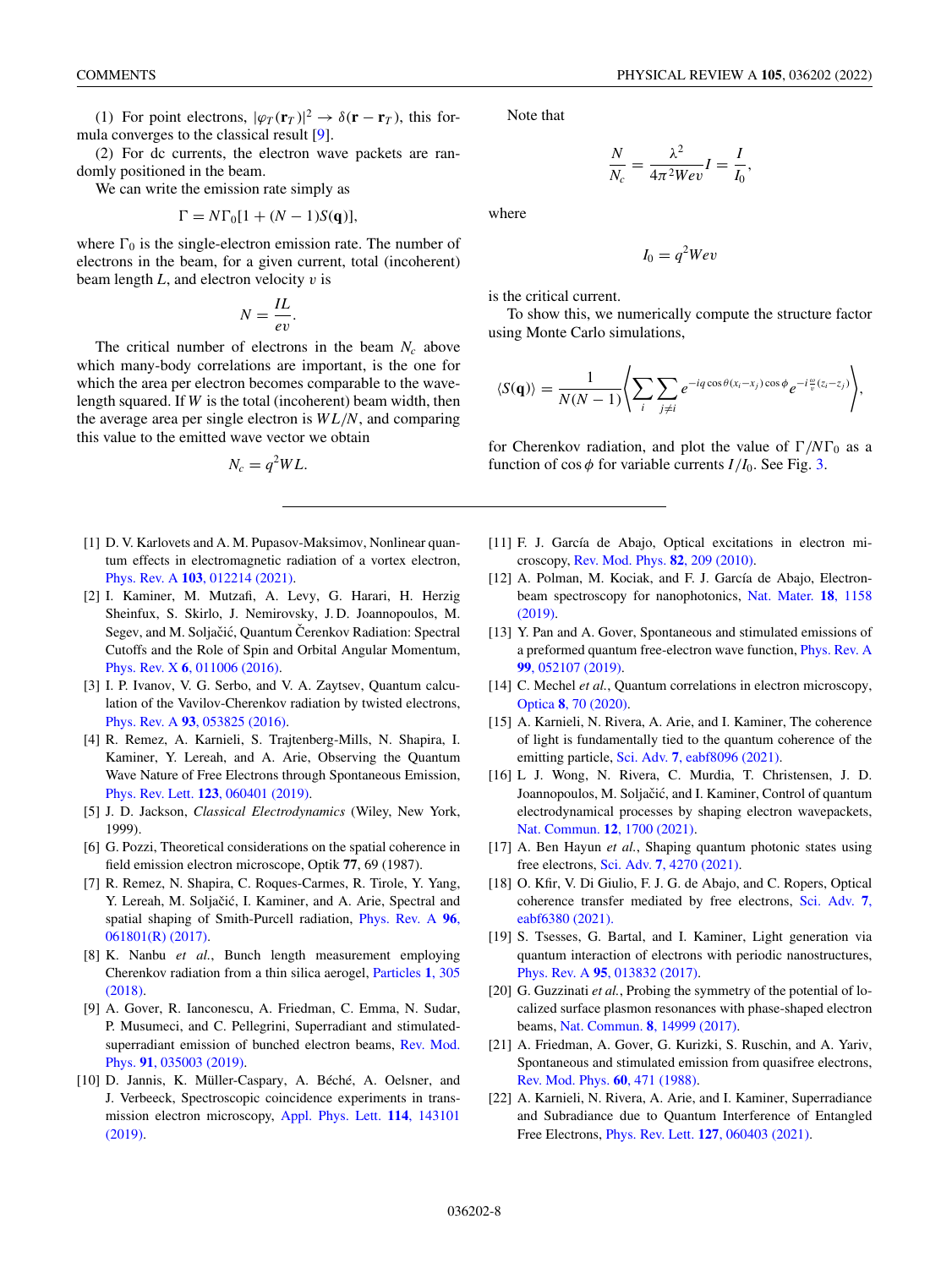(1) For point electrons, $|\varphi_T(\mathbf{r}_T)|^2 \to \delta(\mathbf{r} - \mathbf{r}_T)$, this formula converges to the classical result [9].

(2) For dc currents, the electron wave packets are randomly positioned in the beam.

We can write the emission rate simply as

$$\Gamma = N\Gamma_0[1 + (N-1)S(\mathbf{q})],$$

where $\Gamma_0$ is the single-electron emission rate. The number of electrons in the beam, for a given current, total (incoherent) beam length $L$, and electron velocity $v$ is

$$N = \frac{IL}{ev}.$$

The critical number of electrons in the beam $N_c$ above which many-body correlations are important, is the one for which the area per electron becomes comparable to the wavelength squared. If $W$ is the total (incoherent) beam width, then the average area per single electron is $WL/N$, and comparing this value to the emitted wave vector we obtain

$$N_c = q^2 WL.$$

Note that

$$\frac{N}{N_c} = \frac{\lambda^2}{4\pi^2 Wev} I = \frac{I}{I_0},$$

where

$$I_0 = q^2 Wev$$

is the critical current.

To show this, we numerically compute the structure factor using Monte Carlo simulations,

$$\langle S(\mathbf{q})\rangle = \frac{1}{N(N-1)}\left\langle \sum_i \sum_{j\neq i} e^{-iq\cos\theta(x_i - x_j)\cos\phi} e^{-i\frac{\omega}{v}(z_i - z_j)} \right\rangle,$$

for Cherenkov radiation, and plot the value of $\Gamma/N\Gamma_0$ as a function of $\cos\phi$ for variable currents $I/I_0$. See Fig. 3.

---

[1] D. V. Karlovets and A. M. Pupasov-Maksimov, Nonlinear quantum effects in electromagnetic radiation of a vortex electron, Phys. Rev. A **103**, 012214 (2021).

[2] I. Kaminer, M. Mutzafi, A. Levy, G. Harari, H. Herzig Sheinfux, S. Skirlo, J. Nemirovsky, J. D. Joannopoulos, M. Segev, and M. Soljačić, Quantum Čerenkov Radiation: Spectral Cutoffs and the Role of Spin and Orbital Angular Momentum, Phys. Rev. X **6**, 011006 (2016).

[3] I. P. Ivanov, V. G. Serbo, and V. A. Zaytsev, Quantum calculation of the Vavilov-Cherenkov radiation by twisted electrons, Phys. Rev. A **93**, 053825 (2016).

[4] R. Remez, A. Karnieli, S. Trajtenberg-Mills, N. Shapira, I. Kaminer, Y. Lereah, and A. Arie, Observing the Quantum Wave Nature of Free Electrons through Spontaneous Emission, Phys. Rev. Lett. **123**, 060401 (2019).

[5] J. D. Jackson, *Classical Electrodynamics* (Wiley, New York, 1999).

[6] G. Pozzi, Theoretical considerations on the spatial coherence in field emission electron microscope, Optik **77**, 69 (1987).

[7] R. Remez, N. Shapira, C. Roques-Carmes, R. Tirole, Y. Yang, Y. Lereah, M. Soljačić, I. Kaminer, and A. Arie, Spectral and spatial shaping of Smith-Purcell radiation, Phys. Rev. A **96**, 061801(R) (2017).

[8] K. Nanbu *et al.*, Bunch length measurement employing Cherenkov radiation from a thin silica aerogel, Particles **1**, 305 (2018).

[9] A. Gover, R. Ianconescu, A. Friedman, C. Emma, N. Sudar, P. Musumeci, and C. Pellegrini, Superradiant and stimulated-superradiant emission of bunched electron beams, Rev. Mod. Phys. **91**, 035003 (2019).

[10] D. Jannis, K. Müller-Caspary, A. Béché, A. Oelsner, and J. Verbeeck, Spectroscopic coincidence experiments in transmission electron microscopy, Appl. Phys. Lett. **114**, 143101 (2019).

[11] F. J. García de Abajo, Optical excitations in electron microscopy, Rev. Mod. Phys. **82**, 209 (2010).

[12] A. Polman, M. Kociak, and F. J. García de Abajo, Electron-beam spectroscopy for nanophotonics, Nat. Mater. **18**, 1158 (2019).

[13] Y. Pan and A. Gover, Spontaneous and stimulated emissions of a preformed quantum free-electron wave function, Phys. Rev. A **99**, 052107 (2019).

[14] C. Mechel *et al.*, Quantum correlations in electron microscopy, Optica **8**, 70 (2020).

[15] A. Karnieli, N. Rivera, A. Arie, and I. Kaminer, The coherence of light is fundamentally tied to the quantum coherence of the emitting particle, Sci. Adv. **7**, eabf8096 (2021).

[16] L J. Wong, N. Rivera, C. Murdia, T. Christensen, J. D. Joannopoulos, M. Soljačić, and I. Kaminer, Control of quantum electrodynamical processes by shaping electron wavepackets, Nat. Commun. **12**, 1700 (2021).

[17] A. Ben Hayun *et al.*, Shaping quantum photonic states using free electrons, Sci. Adv. **7**, 4270 (2021).

[18] O. Kfir, V. Di Giulio, F. J. G. de Abajo, and C. Ropers, Optical coherence transfer mediated by free electrons, Sci. Adv. **7**, eabf6380 (2021).

[19] S. Tsesses, G. Bartal, and I. Kaminer, Light generation via quantum interaction of electrons with periodic nanostructures, Phys. Rev. A **95**, 013832 (2017).

[20] G. Guzzinati *et al.*, Probing the symmetry of the potential of localized surface plasmon resonances with phase-shaped electron beams, Nat. Commun. **8**, 14999 (2017).

[21] A. Friedman, A. Gover, G. Kurizki, S. Ruschin, and A. Yariv, Spontaneous and stimulated emission from quasifree electrons, Rev. Mod. Phys. **60**, 471 (1988).

[22] A. Karnieli, N. Rivera, A. Arie, and I. Kaminer, Superradiance and Subradiance due to Quantum Interference of Entangled Free Electrons, Phys. Rev. Lett. **127**, 060403 (2021).